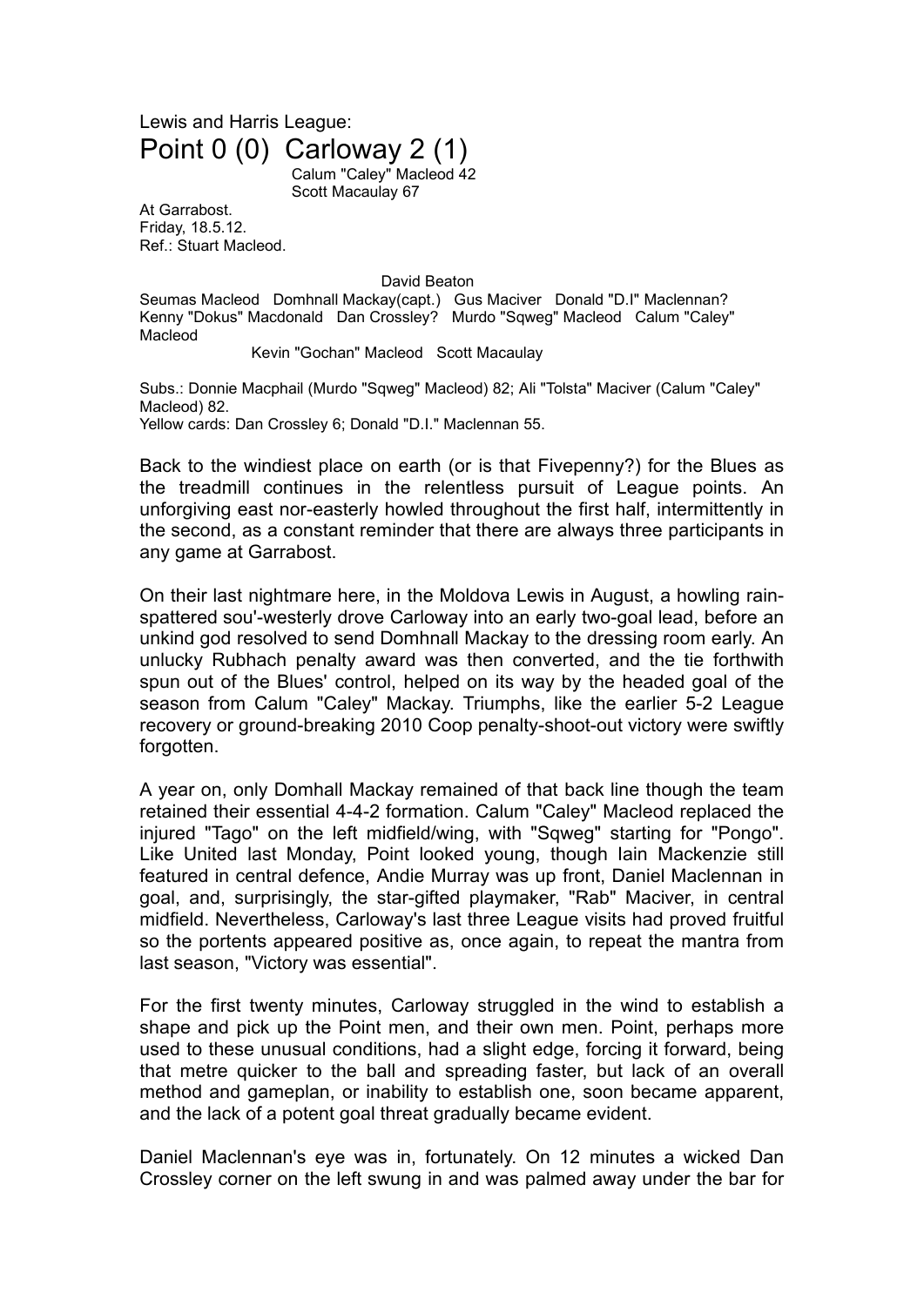Lewis and Harris League:

# Point 0 (0) Carloway 2 (1)

Calum "Caley" Macleod 42
Scott Macaulay 67

At Garrabost.
Friday, 18.5.12.
Ref.: Stuart Macleod.

David Beaton

Seumas Macleod Domhnall Mackay(capt.) Gus Maciver Donald "D.I" Maclennan?

Kenny "Dokus" Macdonald Dan Crossley? Murdo "Sqweg" Macleod Calum "Caley" Macleod

Kevin "Gochan" Macleod Scott Macaulay

Subs.: Donnie Macphail (Murdo "Sqweg" Macleod) 82; Ali "Tolsta" Maciver (Calum "Caley" Macleod) 82.
Yellow cards: Dan Crossley 6; Donald "D.I." Maclennan 55.

Back to the windiest place on earth (or is that Fivepenny?) for the Blues as the treadmill continues in the relentless pursuit of League points. An unforgiving east nor-easterly howled throughout the first half, intermittently in the second, as a constant reminder that there are always three participants in any game at Garrabost.

On their last nightmare here, in the Moldova Lewis in August, a howling rain-spattered sou'-westerly drove Carloway into an early two-goal lead, before an unkind god resolved to send Domhnall Mackay to the dressing room early. An unlucky Rubhach penalty award was then converted, and the tie forthwith spun out of the Blues' control, helped on its way by the headed goal of the season from Calum "Caley" Mackay. Triumphs, like the earlier 5-2 League recovery or ground-breaking 2010 Coop penalty-shoot-out victory were swiftly forgotten.

A year on, only Domhall Mackay remained of that back line though the team retained their essential 4-4-2 formation. Calum "Caley" Macleod replaced the injured "Tago" on the left midfield/wing, with "Sqweg" starting for "Pongo". Like United last Monday, Point looked young, though Iain Mackenzie still featured in central defence, Andie Murray was up front, Daniel Maclennan in goal, and, surprisingly, the star-gifted playmaker, "Rab" Maciver, in central midfield. Nevertheless, Carloway's last three League visits had proved fruitful so the portents appeared positive as, once again, to repeat the mantra from last season, "Victory was essential".

For the first twenty minutes, Carloway struggled in the wind to establish a shape and pick up the Point men, and their own men. Point, perhaps more used to these unusual conditions, had a slight edge, forcing it forward, being that metre quicker to the ball and spreading faster, but lack of an overall method and gameplan, or inability to establish one, soon became apparent, and the lack of a potent goal threat gradually became evident.

Daniel Maclennan's eye was in, fortunately. On 12 minutes a wicked Dan Crossley corner on the left swung in and was palmed away under the bar for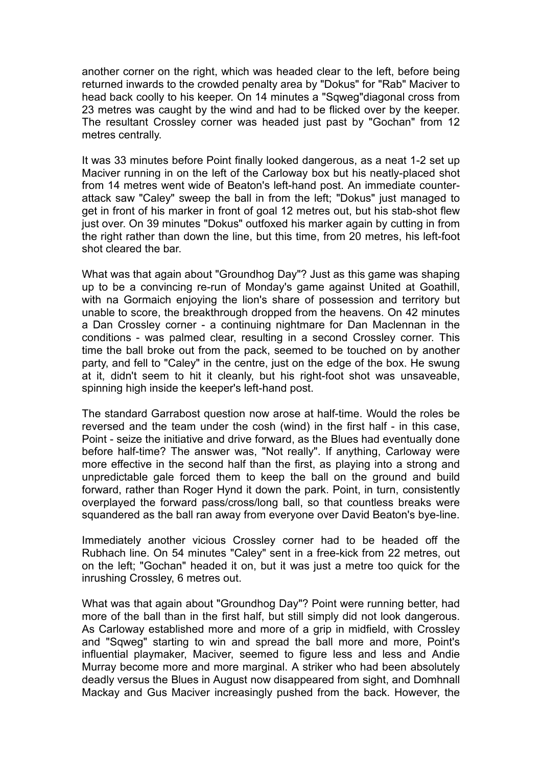another corner on the right, which was headed clear to the left, before being returned inwards to the crowded penalty area by "Dokus" for "Rab" Maciver to head back coolly to his keeper. On 14 minutes a "Sqweg"diagonal cross from 23 metres was caught by the wind and had to be flicked over by the keeper. The resultant Crossley corner was headed just past by "Gochan" from 12 metres centrally.

It was 33 minutes before Point finally looked dangerous, as a neat 1-2 set up Maciver running in on the left of the Carloway box but his neatly-placed shot from 14 metres went wide of Beaton's left-hand post. An immediate counter-attack saw "Caley" sweep the ball in from the left; "Dokus" just managed to get in front of his marker in front of goal 12 metres out, but his stab-shot flew just over. On 39 minutes "Dokus" outfoxed his marker again by cutting in from the right rather than down the line, but this time, from 20 metres, his left-foot shot cleared the bar.

What was that again about "Groundhog Day"? Just as this game was shaping up to be a convincing re-run of Monday's game against United at Goathill, with na Gormaich enjoying the lion's share of possession and territory but unable to score, the breakthrough dropped from the heavens. On 42 minutes a Dan Crossley corner - a continuing nightmare for Dan Maclennan in the conditions - was palmed clear, resulting in a second Crossley corner. This time the ball broke out from the pack, seemed to be touched on by another party, and fell to "Caley" in the centre, just on the edge of the box. He swung at it, didn't seem to hit it cleanly, but his right-foot shot was unsaveable, spinning high inside the keeper's left-hand post.

The standard Garrabost question now arose at half-time. Would the roles be reversed and the team under the cosh (wind) in the first half - in this case, Point - seize the initiative and drive forward, as the Blues had eventually done before half-time? The answer was, "Not really". If anything, Carloway were more effective in the second half than the first, as playing into a strong and unpredictable gale forced them to keep the ball on the ground and build forward, rather than Roger Hynd it down the park. Point, in turn, consistently overplayed the forward pass/cross/long ball, so that countless breaks were squandered as the ball ran away from everyone over David Beaton's bye-line.

Immediately another vicious Crossley corner had to be headed off the Rubhach line. On 54 minutes "Caley" sent in a free-kick from 22 metres, out on the left; "Gochan" headed it on, but it was just a metre too quick for the inrushing Crossley, 6 metres out.

What was that again about "Groundhog Day"? Point were running better, had more of the ball than in the first half, but still simply did not look dangerous. As Carloway established more and more of a grip in midfield, with Crossley and "Sqweg" starting to win and spread the ball more and more, Point's influential playmaker, Maciver, seemed to figure less and less and Andie Murray become more and more marginal. A striker who had been absolutely deadly versus the Blues in August now disappeared from sight, and Domhnall Mackay and Gus Maciver increasingly pushed from the back. However, the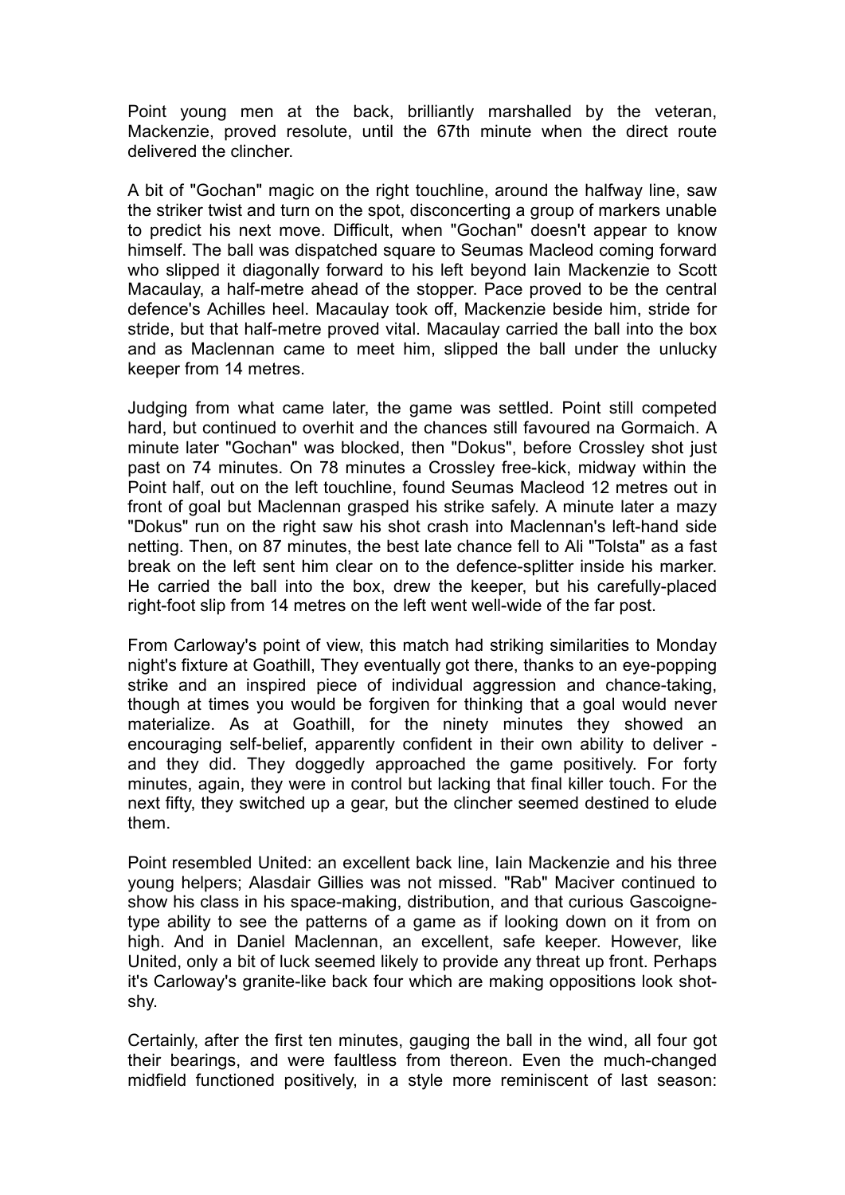Point young men at the back, brilliantly marshalled by the veteran, Mackenzie, proved resolute, until the 67th minute when the direct route delivered the clincher.

A bit of "Gochan" magic on the right touchline, around the halfway line, saw the striker twist and turn on the spot, disconcerting a group of markers unable to predict his next move. Difficult, when "Gochan" doesn't appear to know himself. The ball was dispatched square to Seumas Macleod coming forward who slipped it diagonally forward to his left beyond Iain Mackenzie to Scott Macaulay, a half-metre ahead of the stopper. Pace proved to be the central defence's Achilles heel. Macaulay took off, Mackenzie beside him, stride for stride, but that half-metre proved vital. Macaulay carried the ball into the box and as Maclennan came to meet him, slipped the ball under the unlucky keeper from 14 metres.

Judging from what came later, the game was settled. Point still competed hard, but continued to overhit and the chances still favoured na Gormaich. A minute later "Gochan" was blocked, then "Dokus", before Crossley shot just past on 74 minutes. On 78 minutes a Crossley free-kick, midway within the Point half, out on the left touchline, found Seumas Macleod 12 metres out in front of goal but Maclennan grasped his strike safely. A minute later a mazy "Dokus" run on the right saw his shot crash into Maclennan's left-hand side netting. Then, on 87 minutes, the best late chance fell to Ali "Tolsta" as a fast break on the left sent him clear on to the defence-splitter inside his marker. He carried the ball into the box, drew the keeper, but his carefully-placed right-foot slip from 14 metres on the left went well-wide of the far post.

From Carloway's point of view, this match had striking similarities to Monday night's fixture at Goathill, They eventually got there, thanks to an eye-popping strike and an inspired piece of individual aggression and chance-taking, though at times you would be forgiven for thinking that a goal would never materialize. As at Goathill, for the ninety minutes they showed an encouraging self-belief, apparently confident in their own ability to deliver - and they did. They doggedly approached the game positively. For forty minutes, again, they were in control but lacking that final killer touch. For the next fifty, they switched up a gear, but the clincher seemed destined to elude them.

Point resembled United: an excellent back line, Iain Mackenzie and his three young helpers; Alasdair Gillies was not missed. "Rab" Maciver continued to show his class in his space-making, distribution, and that curious Gascoigne-type ability to see the patterns of a game as if looking down on it from on high. And in Daniel Maclennan, an excellent, safe keeper. However, like United, only a bit of luck seemed likely to provide any threat up front. Perhaps it's Carloway's granite-like back four which are making oppositions look shot-shy.

Certainly, after the first ten minutes, gauging the ball in the wind, all four got their bearings, and were faultless from thereon. Even the much-changed midfield functioned positively, in a style more reminiscent of last season: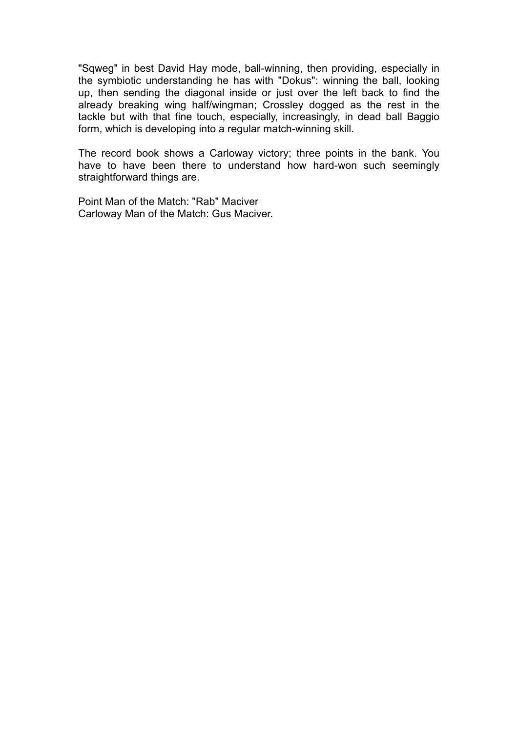"Sqweg" in best David Hay mode, ball-winning, then providing, especially in the symbiotic understanding he has with "Dokus": winning the ball, looking up, then sending the diagonal inside or just over the left back to find the already breaking wing half/wingman; Crossley dogged as the rest in the tackle but with that fine touch, especially, increasingly, in dead ball Baggio form, which is developing into a regular match-winning skill.

The record book shows a Carloway victory; three points in the bank. You have to have been there to understand how hard-won such seemingly straightforward things are.

Point Man of the Match: "Rab" Maciver
Carloway Man of the Match: Gus Maciver.